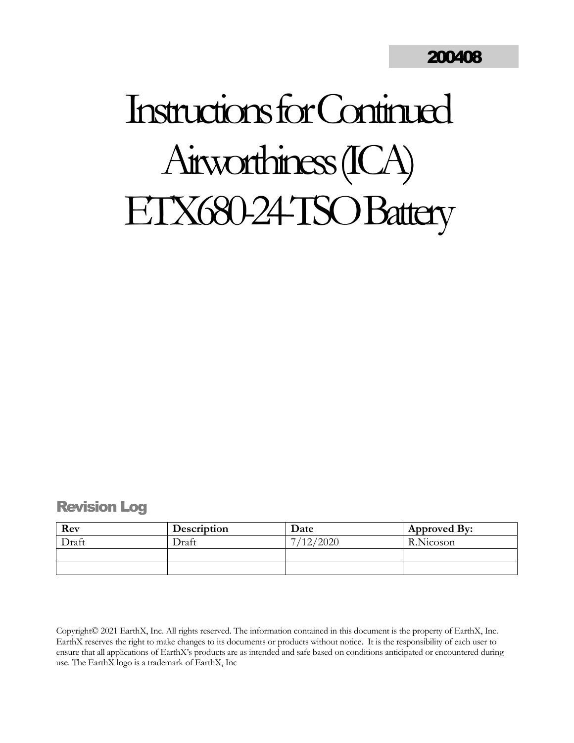200408

# Instructions for Continued Airworthiness (ICA) ETX680-24-TSO Battery

## Revision Log

| Rev | Description | Date | Approved By: |
|---|---|---|---|
| Draft | Draft | 7/12/2020 | R.Nicoson |
| | | | |
| | | | |

Copyright© 2021 EarthX, Inc. All rights reserved. The information contained in this document is the property of EarthX, Inc. EarthX reserves the right to make changes to its documents or products without notice. It is the responsibility of each user to ensure that all applications of EarthX's products are as intended and safe based on conditions anticipated or encountered during use. The EarthX logo is a trademark of EarthX, Inc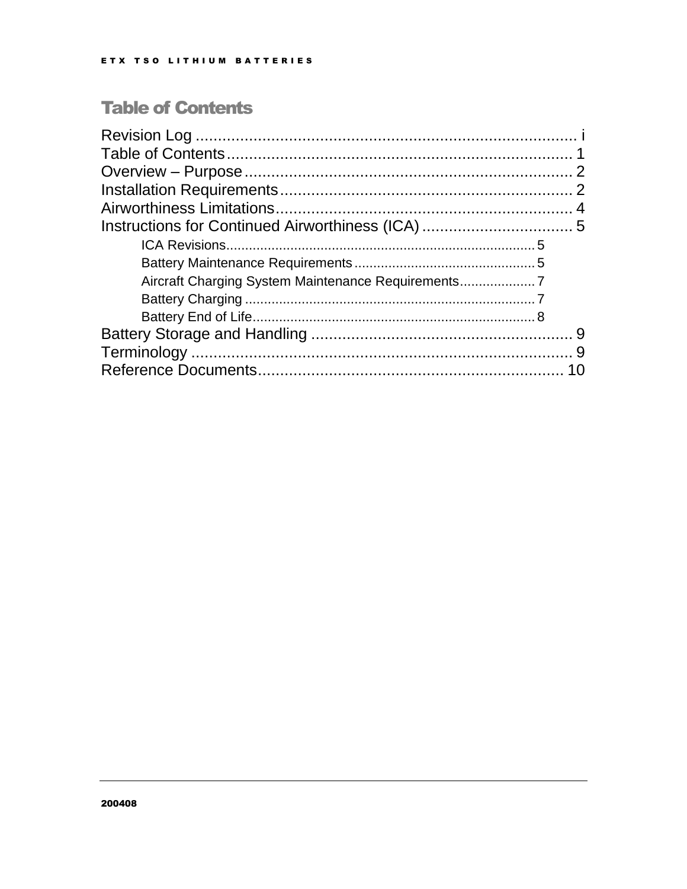# Table of Contents

Revision Log .................................................................................... i
Table of Contents ............................................................................ 1
Overview – Purpose ......................................................................... 2
Installation Requirements ................................................................. 2
Airworthiness Limitations ................................................................. 4
Instructions for Continued Airworthiness (ICA) ................................. 5
- ICA Revisions ............................................................................... 5
- Battery Maintenance Requirements ................................................ 5
- Aircraft Charging System Maintenance Requirements .................... 7
- Battery Charging ........................................................................... 7
- Battery End of Life ........................................................................ 8

Battery Storage and Handling .......................................................... 9
Terminology .................................................................................... 9
Reference Documents ..................................................................... 10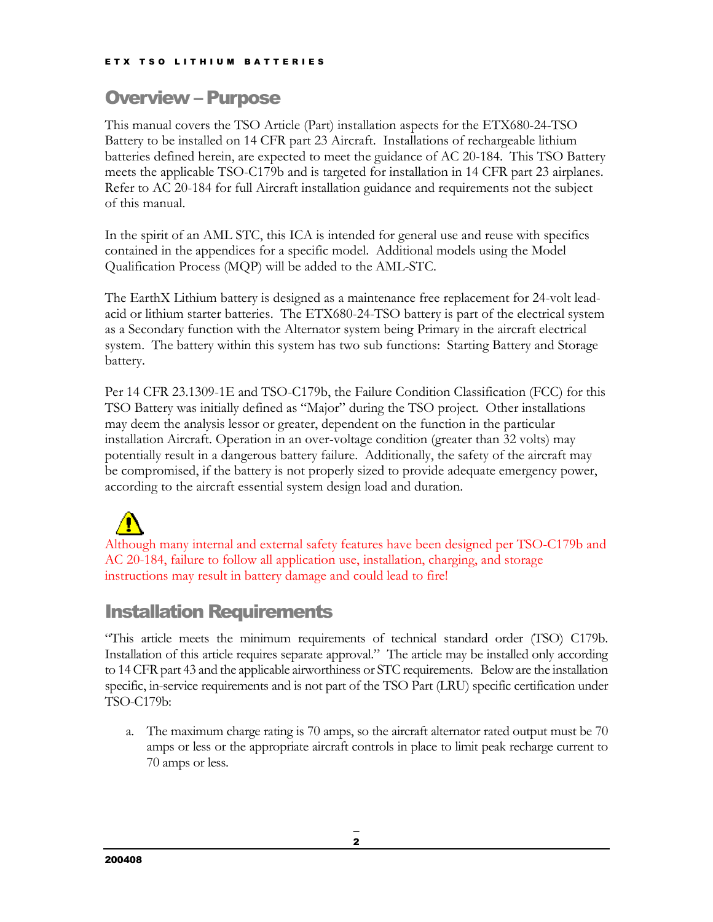## Overview – Purpose

This manual covers the TSO Article (Part) installation aspects for the ETX680-24-TSO Battery to be installed on 14 CFR part 23 Aircraft. Installations of rechargeable lithium batteries defined herein, are expected to meet the guidance of AC 20-184. This TSO Battery meets the applicable TSO-C179b and is targeted for installation in 14 CFR part 23 airplanes. Refer to AC 20-184 for full Aircraft installation guidance and requirements not the subject of this manual.

In the spirit of an AML STC, this ICA is intended for general use and reuse with specifics contained in the appendices for a specific model. Additional models using the Model Qualification Process (MQP) will be added to the AML-STC.

The EarthX Lithium battery is designed as a maintenance free replacement for 24-volt lead-acid or lithium starter batteries. The ETX680-24-TSO battery is part of the electrical system as a Secondary function with the Alternator system being Primary in the aircraft electrical system. The battery within this system has two sub functions: Starting Battery and Storage battery.

Per 14 CFR 23.1309-1E and TSO-C179b, the Failure Condition Classification (FCC) for this TSO Battery was initially defined as "Major" during the TSO project. Other installations may deem the analysis lessor or greater, dependent on the function in the particular installation Aircraft. Operation in an over-voltage condition (greater than 32 volts) may potentially result in a dangerous battery failure. Additionally, the safety of the aircraft may be compromised, if the battery is not properly sized to provide adequate emergency power, according to the aircraft essential system design load and duration.

⚠ Although many internal and external safety features have been designed per TSO-C179b and AC 20-184, failure to follow all application use, installation, charging, and storage instructions may result in battery damage and could lead to fire!

## Installation Requirements

"This article meets the minimum requirements of technical standard order (TSO) C179b. Installation of this article requires separate approval." The article may be installed only according to 14 CFR part 43 and the applicable airworthiness or STC requirements. Below are the installation specific, in-service requirements and is not part of the TSO Part (LRU) specific certification under TSO-C179b:

a. The maximum charge rating is 70 amps, so the aircraft alternator rated output must be 70 amps or less or the appropriate aircraft controls in place to limit peak recharge current to 70 amps or less.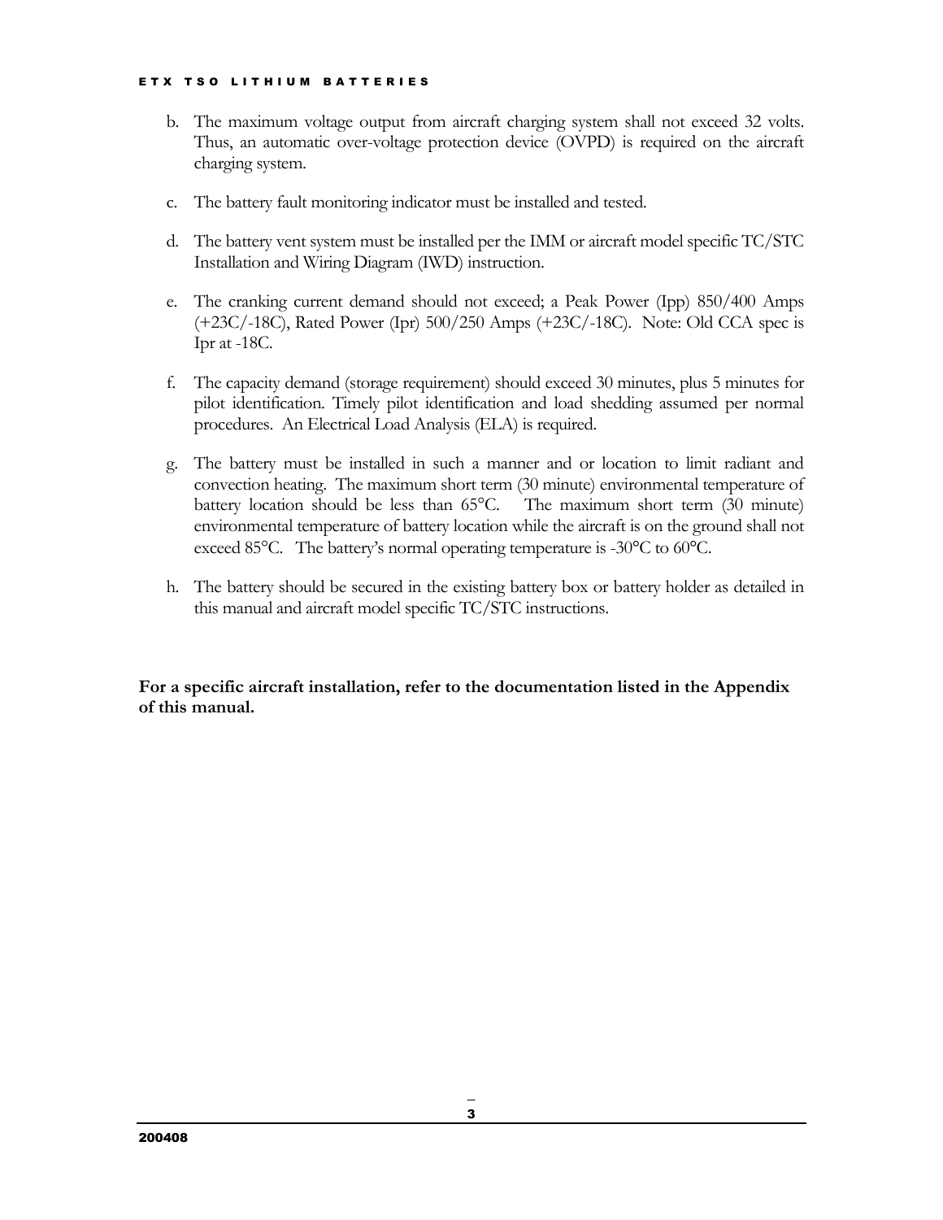b. The maximum voltage output from aircraft charging system shall not exceed 32 volts. Thus, an automatic over-voltage protection device (OVPD) is required on the aircraft charging system.

c. The battery fault monitoring indicator must be installed and tested.

d. The battery vent system must be installed per the IMM or aircraft model specific TC/STC Installation and Wiring Diagram (IWD) instruction.

e. The cranking current demand should not exceed; a Peak Power (Ipp) 850/400 Amps (+23C/-18C), Rated Power (Ipr) 500/250 Amps (+23C/-18C). Note: Old CCA spec is Ipr at -18C.

f. The capacity demand (storage requirement) should exceed 30 minutes, plus 5 minutes for pilot identification. Timely pilot identification and load shedding assumed per normal procedures. An Electrical Load Analysis (ELA) is required.

g. The battery must be installed in such a manner and or location to limit radiant and convection heating. The maximum short term (30 minute) environmental temperature of battery location should be less than 65°C. The maximum short term (30 minute) environmental temperature of battery location while the aircraft is on the ground shall not exceed 85°C. The battery's normal operating temperature is -30°C to 60°C.

h. The battery should be secured in the existing battery box or battery holder as detailed in this manual and aircraft model specific TC/STC instructions.

**For a specific aircraft installation, refer to the documentation listed in the Appendix of this manual.**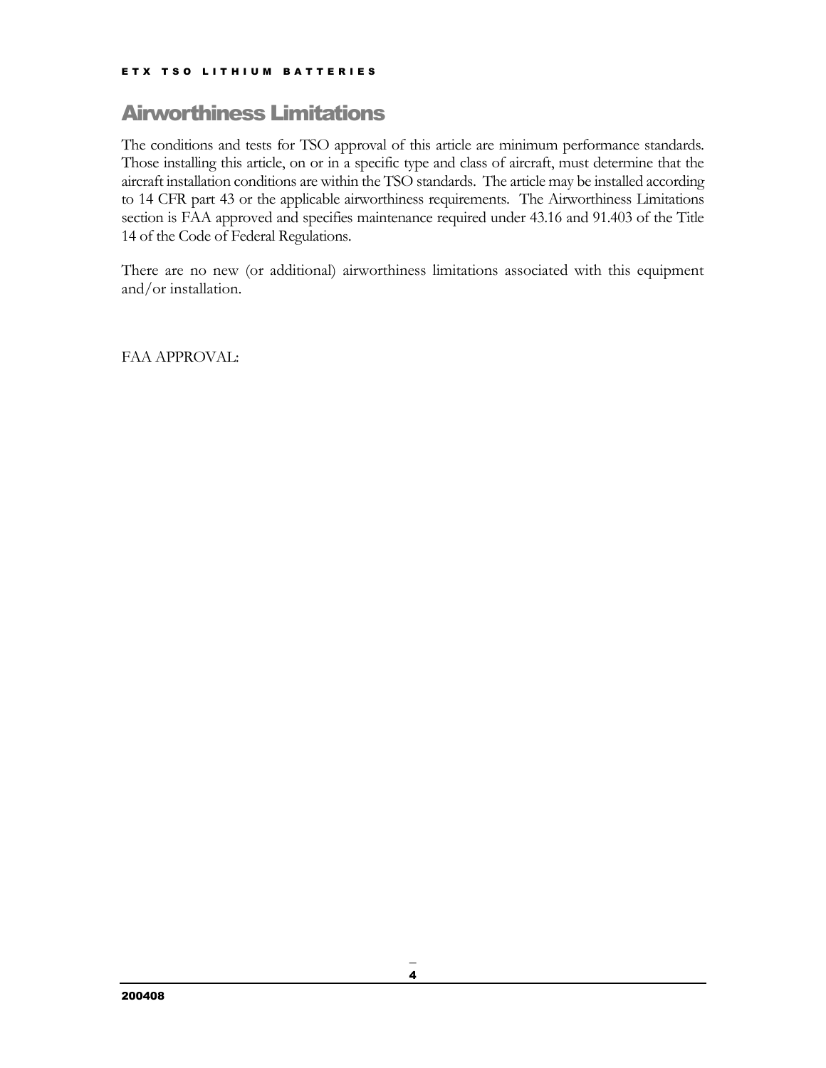# Airworthiness Limitations

The conditions and tests for TSO approval of this article are minimum performance standards. Those installing this article, on or in a specific type and class of aircraft, must determine that the aircraft installation conditions are within the TSO standards. The article may be installed according to 14 CFR part 43 or the applicable airworthiness requirements. The Airworthiness Limitations section is FAA approved and specifies maintenance required under 43.16 and 91.403 of the Title 14 of the Code of Federal Regulations.

There are no new (or additional) airworthiness limitations associated with this equipment and/or installation.

FAA APPROVAL: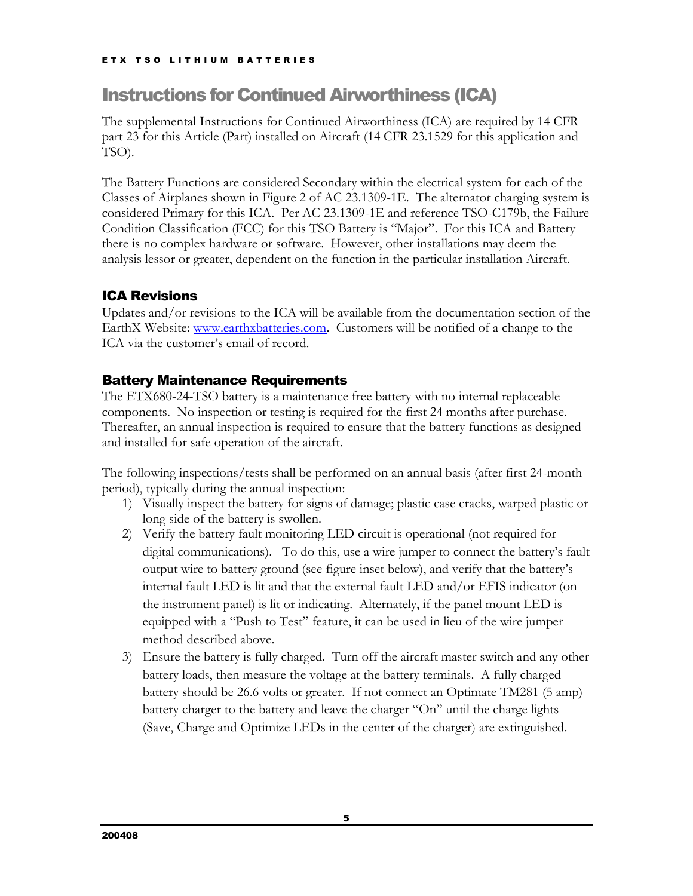# Instructions for Continued Airworthiness (ICA)

The supplemental Instructions for Continued Airworthiness (ICA) are required by 14 CFR part 23 for this Article (Part) installed on Aircraft (14 CFR 23.1529 for this application and TSO).

The Battery Functions are considered Secondary within the electrical system for each of the Classes of Airplanes shown in Figure 2 of AC 23.1309-1E. The alternator charging system is considered Primary for this ICA. Per AC 23.1309-1E and reference TSO-C179b, the Failure Condition Classification (FCC) for this TSO Battery is "Major". For this ICA and Battery there is no complex hardware or software. However, other installations may deem the analysis lessor or greater, dependent on the function in the particular installation Aircraft.

## ICA Revisions

Updates and/or revisions to the ICA will be available from the documentation section of the EarthX Website: [www.earthxbatteries.com](http://www.earthxbatteries.com). Customers will be notified of a change to the ICA via the customer's email of record.

## Battery Maintenance Requirements

The ETX680-24-TSO battery is a maintenance free battery with no internal replaceable components. No inspection or testing is required for the first 24 months after purchase. Thereafter, an annual inspection is required to ensure that the battery functions as designed and installed for safe operation of the aircraft.

The following inspections/tests shall be performed on an annual basis (after first 24-month period), typically during the annual inspection:

1) Visually inspect the battery for signs of damage; plastic case cracks, warped plastic or long side of the battery is swollen.
2) Verify the battery fault monitoring LED circuit is operational (not required for digital communications). To do this, use a wire jumper to connect the battery's fault output wire to battery ground (see figure inset below), and verify that the battery's internal fault LED is lit and that the external fault LED and/or EFIS indicator (on the instrument panel) is lit or indicating. Alternately, if the panel mount LED is equipped with a "Push to Test" feature, it can be used in lieu of the wire jumper method described above.
3) Ensure the battery is fully charged. Turn off the aircraft master switch and any other battery loads, then measure the voltage at the battery terminals. A fully charged battery should be 26.6 volts or greater. If not connect an Optimate TM281 (5 amp) battery charger to the battery and leave the charger "On" until the charge lights (Save, Charge and Optimize LEDs in the center of the charger) are extinguished.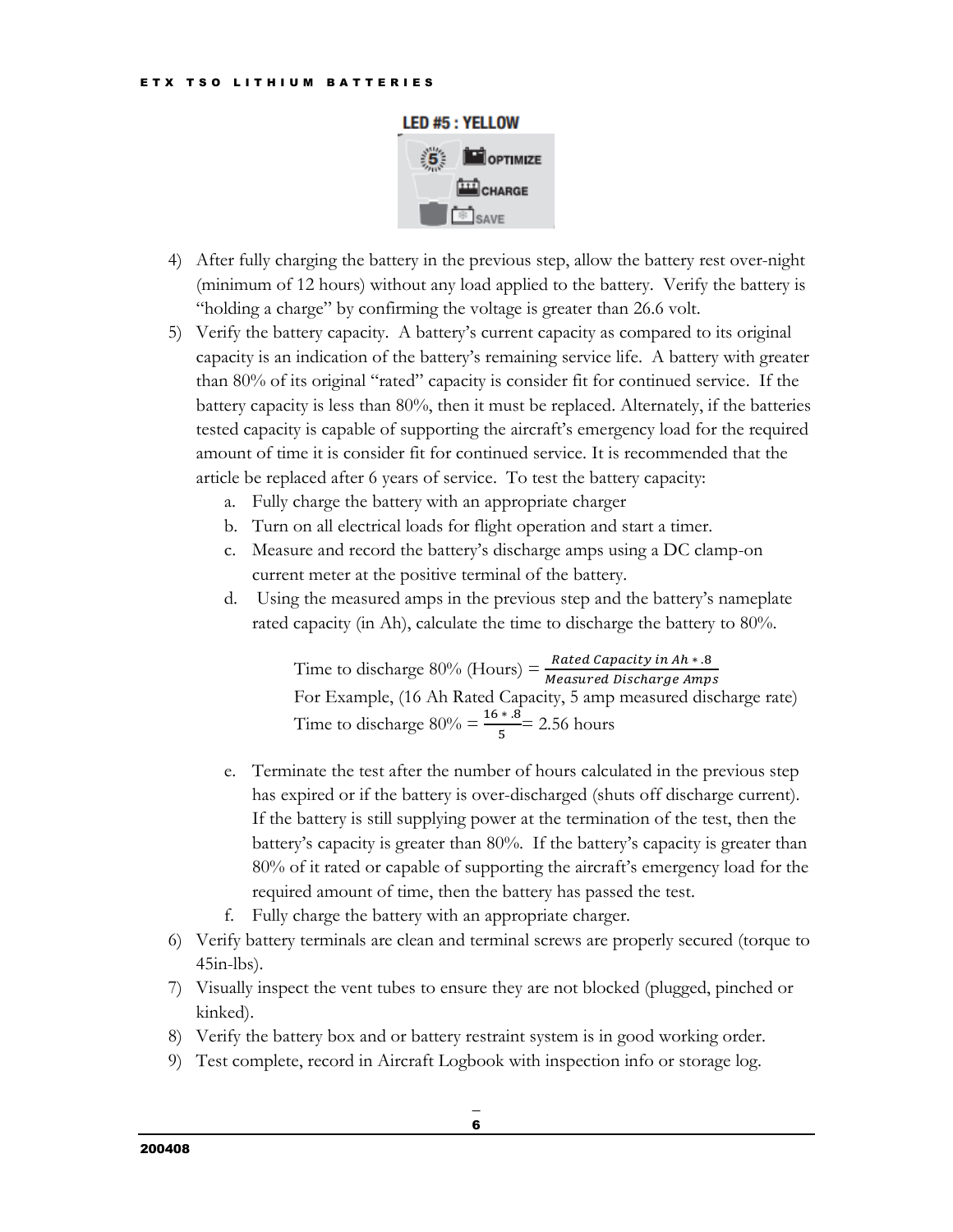LED #5 : YELLOW

4) After fully charging the battery in the previous step, allow the battery rest over-night (minimum of 12 hours) without any load applied to the battery. Verify the battery is "holding a charge" by confirming the voltage is greater than 26.6 volt.
5) Verify the battery capacity. A battery's current capacity as compared to its original capacity is an indication of the battery's remaining service life. A battery with greater than 80% of its original "rated" capacity is consider fit for continued service. If the battery capacity is less than 80%, then it must be replaced. Alternately, if the batteries tested capacity is capable of supporting the aircraft's emergency load for the required amount of time it is consider fit for continued service. It is recommended that the article be replaced after 6 years of service. To test the battery capacity:
    a. Fully charge the battery with an appropriate charger
    b. Turn on all electrical loads for flight operation and start a timer.
    c. Measure and record the battery's discharge amps using a DC clamp-on current meter at the positive terminal of the battery.
    d. Using the measured amps in the previous step and the battery's nameplate rated capacity (in Ah), calculate the time to discharge the battery to 80%.

       Time to discharge 80% (Hours) $= \frac{Rated\ Capacity\ in\ Ah * .8}{Measured\ Discharge\ Amps}$

       For Example, (16 Ah Rated Capacity, 5 amp measured discharge rate)

       Time to discharge 80% $= \frac{16 * .8}{5} =$ 2.56 hours

    e. Terminate the test after the number of hours calculated in the previous step has expired or if the battery is over-discharged (shuts off discharge current). If the battery is still supplying power at the termination of the test, then the battery's capacity is greater than 80%. If the battery's capacity is greater than 80% of it rated or capable of supporting the aircraft's emergency load for the required amount of time, then the battery has passed the test.
    f. Fully charge the battery with an appropriate charger.
6) Verify battery terminals are clean and terminal screws are properly secured (torque to 45in-lbs).
7) Visually inspect the vent tubes to ensure they are not blocked (plugged, pinched or kinked).
8) Verify the battery box and or battery restraint system is in good working order.
9) Test complete, record in Aircraft Logbook with inspection info or storage log.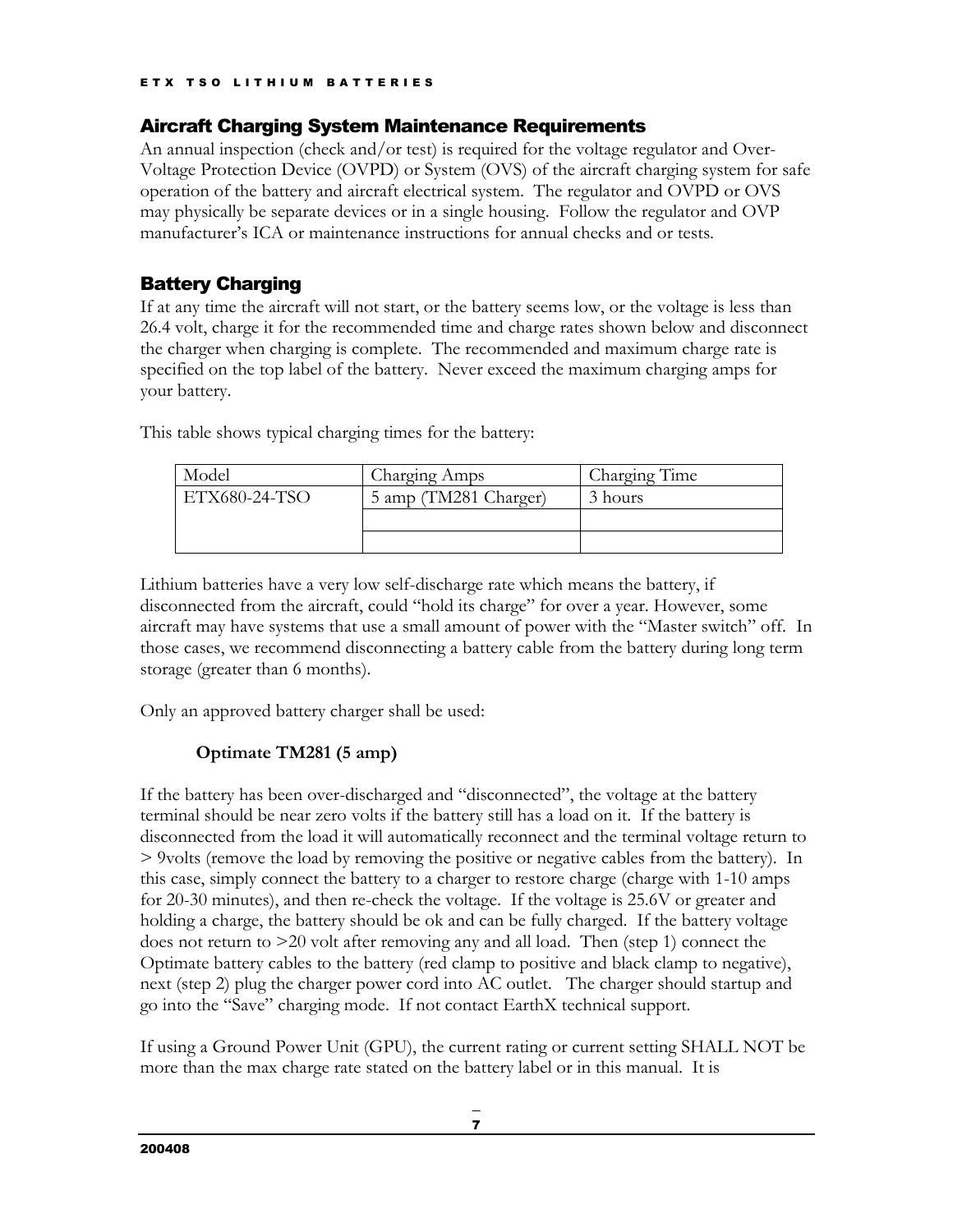## Aircraft Charging System Maintenance Requirements

An annual inspection (check and/or test) is required for the voltage regulator and Over-Voltage Protection Device (OVPD) or System (OVS) of the aircraft charging system for safe operation of the battery and aircraft electrical system. The regulator and OVPD or OVS may physically be separate devices or in a single housing. Follow the regulator and OVP manufacturer's ICA or maintenance instructions for annual checks and or tests.

## Battery Charging

If at any time the aircraft will not start, or the battery seems low, or the voltage is less than 26.4 volt, charge it for the recommended time and charge rates shown below and disconnect the charger when charging is complete. The recommended and maximum charge rate is specified on the top label of the battery. Never exceed the maximum charging amps for your battery.

This table shows typical charging times for the battery:

| Model | Charging Amps | Charging Time |
|---|---|---|
| ETX680-24-TSO | 5 amp (TM281 Charger) | 3 hours |
| | | |
| | | |

Lithium batteries have a very low self-discharge rate which means the battery, if disconnected from the aircraft, could "hold its charge" for over a year. However, some aircraft may have systems that use a small amount of power with the "Master switch" off. In those cases, we recommend disconnecting a battery cable from the battery during long term storage (greater than 6 months).

Only an approved battery charger shall be used:

**Optimate TM281 (5 amp)**

If the battery has been over-discharged and "disconnected", the voltage at the battery terminal should be near zero volts if the battery still has a load on it. If the battery is disconnected from the load it will automatically reconnect and the terminal voltage return to > 9volts (remove the load by removing the positive or negative cables from the battery). In this case, simply connect the battery to a charger to restore charge (charge with 1-10 amps for 20-30 minutes), and then re-check the voltage. If the voltage is 25.6V or greater and holding a charge, the battery should be ok and can be fully charged. If the battery voltage does not return to >20 volt after removing any and all load. Then (step 1) connect the Optimate battery cables to the battery (red clamp to positive and black clamp to negative), next (step 2) plug the charger power cord into AC outlet. The charger should startup and go into the "Save" charging mode. If not contact EarthX technical support.

If using a Ground Power Unit (GPU), the current rating or current setting SHALL NOT be more than the max charge rate stated on the battery label or in this manual. It is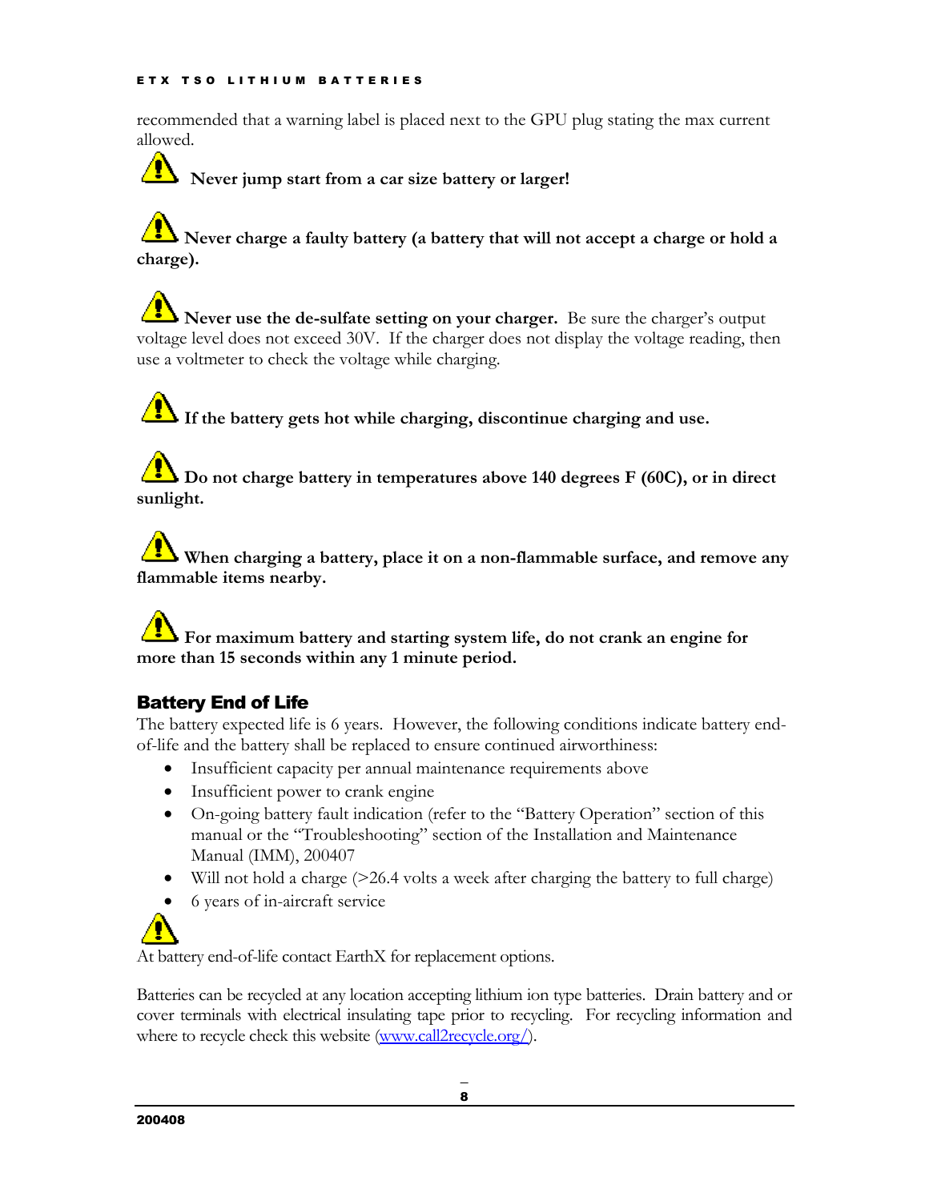recommended that a warning label is placed next to the GPU plug stating the max current allowed.

**Never jump start from a car size battery or larger!**

**Never charge a faulty battery (a battery that will not accept a charge or hold a charge).**

**Never use the de-sulfate setting on your charger.** Be sure the charger's output voltage level does not exceed 30V. If the charger does not display the voltage reading, then use a voltmeter to check the voltage while charging.

**If the battery gets hot while charging, discontinue charging and use.**

**Do not charge battery in temperatures above 140 degrees F (60C), or in direct sunlight.**

**When charging a battery, place it on a non-flammable surface, and remove any flammable items nearby.**

**For maximum battery and starting system life, do not crank an engine for more than 15 seconds within any 1 minute period.**

## Battery End of Life

The battery expected life is 6 years. However, the following conditions indicate battery end-of-life and the battery shall be replaced to ensure continued airworthiness:

- Insufficient capacity per annual maintenance requirements above
- Insufficient power to crank engine
- On-going battery fault indication (refer to the "Battery Operation" section of this manual or the "Troubleshooting" section of the Installation and Maintenance Manual (IMM), 200407
- Will not hold a charge (>26.4 volts a week after charging the battery to full charge)
- 6 years of in-aircraft service

At battery end-of-life contact EarthX for replacement options.

Batteries can be recycled at any location accepting lithium ion type batteries. Drain battery and or cover terminals with electrical insulating tape prior to recycling. For recycling information and where to recycle check this website (www.call2recycle.org/).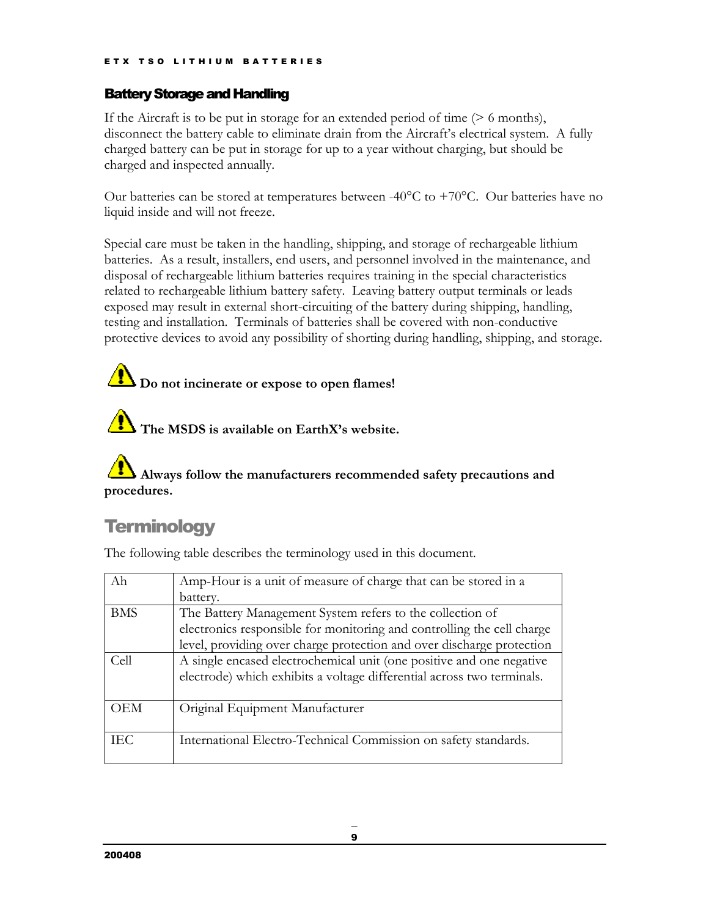### Battery Storage and Handling

If the Aircraft is to be put in storage for an extended period of time (> 6 months), disconnect the battery cable to eliminate drain from the Aircraft's electrical system. A fully charged battery can be put in storage for up to a year without charging, but should be charged and inspected annually.

Our batteries can be stored at temperatures between -40°C to +70°C. Our batteries have no liquid inside and will not freeze.

Special care must be taken in the handling, shipping, and storage of rechargeable lithium batteries. As a result, installers, end users, and personnel involved in the maintenance, and disposal of rechargeable lithium batteries requires training in the special characteristics related to rechargeable lithium battery safety. Leaving battery output terminals or leads exposed may result in external short-circuiting of the battery during shipping, handling, testing and installation. Terminals of batteries shall be covered with non-conductive protective devices to avoid any possibility of shorting during handling, shipping, and storage.

⚠ **Do not incinerate or expose to open flames!**

⚠ **The MSDS is available on EarthX's website.**

⚠ **Always follow the manufacturers recommended safety precautions and procedures.**

## Terminology

The following table describes the terminology used in this document.

| | |
|---|---|
| Ah | Amp-Hour is a unit of measure of charge that can be stored in a battery. |
| BMS | The Battery Management System refers to the collection of electronics responsible for monitoring and controlling the cell charge level, providing over charge protection and over discharge protection |
| Cell | A single encased electrochemical unit (one positive and one negative electrode) which exhibits a voltage differential across two terminals. |
| OEM | Original Equipment Manufacturer |
| IEC | International Electro-Technical Commission on safety standards. |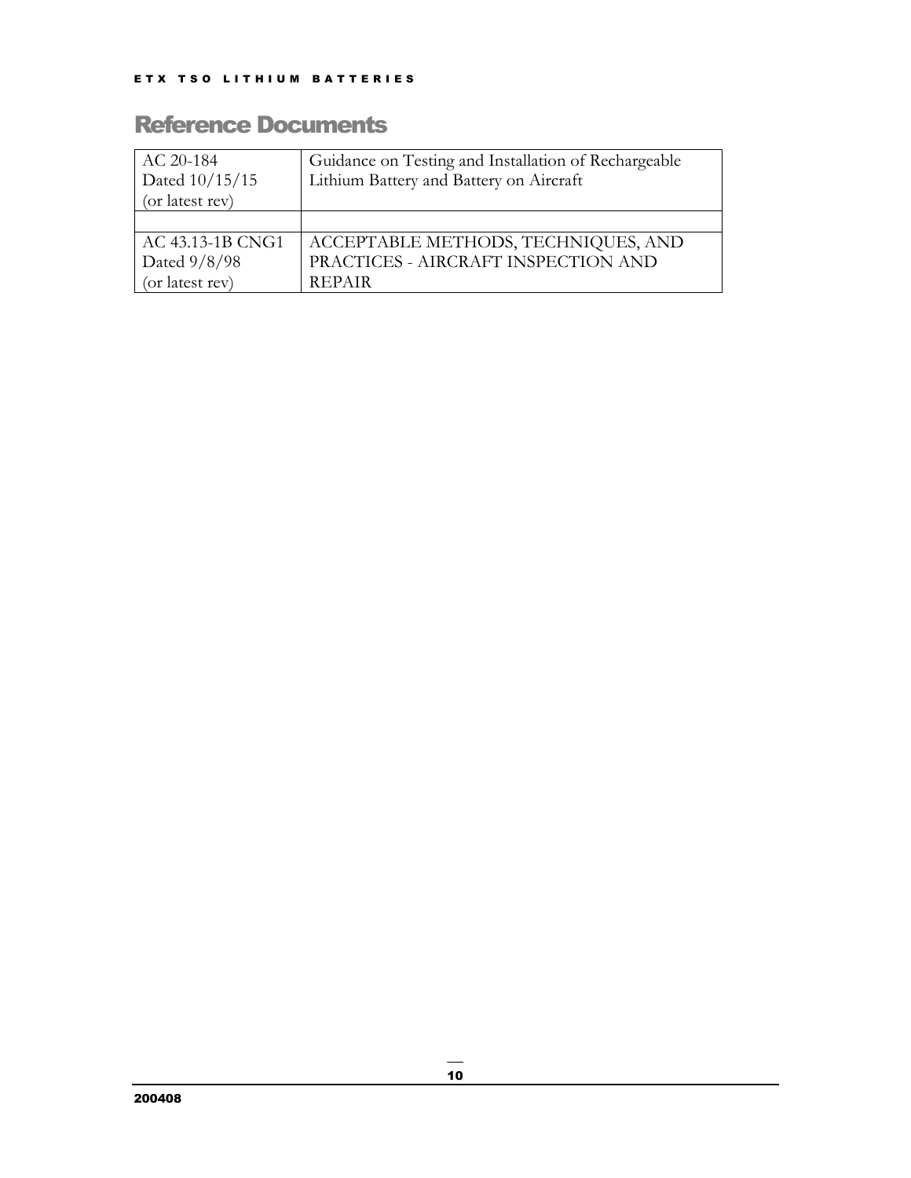## Reference Documents

| | |
|---|---|
| AC 20-184 Dated 10/15/15 (or latest rev) | Guidance on Testing and Installation of Rechargeable Lithium Battery and Battery on Aircraft |
| | |
| AC 43.13-1B CNG1 Dated 9/8/98 (or latest rev) | ACCEPTABLE METHODS, TECHNIQUES, AND PRACTICES - AIRCRAFT INSPECTION AND REPAIR |